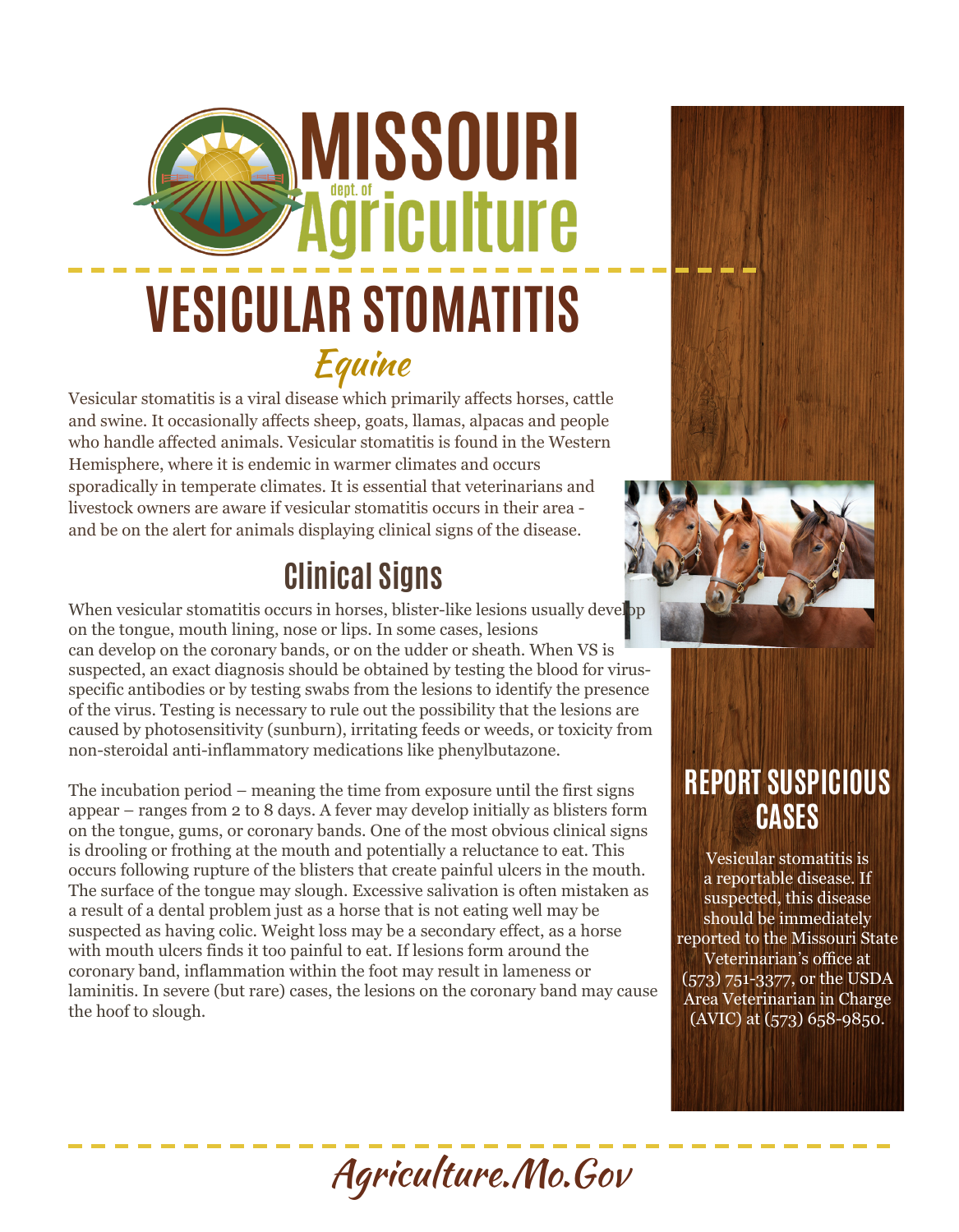# MISSOURI dept. of Agriculture

# VESICULAR STOMATITIS

## *Equine*

Vesicular stomatitis is a viral disease which primarily affects horses, cattle and swine. It occasionally affects sheep, goats, llamas, alpacas and people who handle affected animals. Vesicular stomatitis is found in the Western Hemisphere, where it is endemic in warmer climates and occurs sporadically in temperate climates. It is essential that veterinarians and livestock owners are aware if vesicular stomatitis occurs in their area - and be on the alert for animals displaying clinical signs of the disease.

## Clinical Signs

When vesicular stomatitis occurs in horses, blister-like lesions usually develop on the tongue, mouth lining, nose or lips. In some cases, lesions can develop on the coronary bands, or on the udder or sheath. When VS is suspected, an exact diagnosis should be obtained by testing the blood for virus-specific antibodies or by testing swabs from the lesions to identify the presence of the virus. Testing is necessary to rule out the possibility that the lesions are caused by photosensitivity (sunburn), irritating feeds or weeds, or toxicity from non-steroidal anti-inflammatory medications like phenylbutazone.

The incubation period – meaning the time from exposure until the first signs appear – ranges from 2 to 8 days. A fever may develop initially as blisters form on the tongue, gums, or coronary bands. One of the most obvious clinical signs is drooling or frothing at the mouth and potentially a reluctance to eat. This occurs following rupture of the blisters that create painful ulcers in the mouth. The surface of the tongue may slough. Excessive salivation is often mistaken as a result of a dental problem just as a horse that is not eating well may be suspected as having colic. Weight loss may be a secondary effect, as a horse with mouth ulcers finds it too painful to eat. If lesions form around the coronary band, inflammation within the foot may result in lameness or laminitis. In severe (but rare) cases, the lesions on the coronary band may cause the hoof to slough.

## REPORT SUSPICIOUS CASES

Vesicular stomatitis is a reportable disease. If suspected, this disease should be immediately reported to the Missouri State Veterinarian's office at (573) 751-3377, or the USDA Area Veterinarian in Charge (AVIC) at (573) 658-9850.

*Agriculture.Mo.Gov*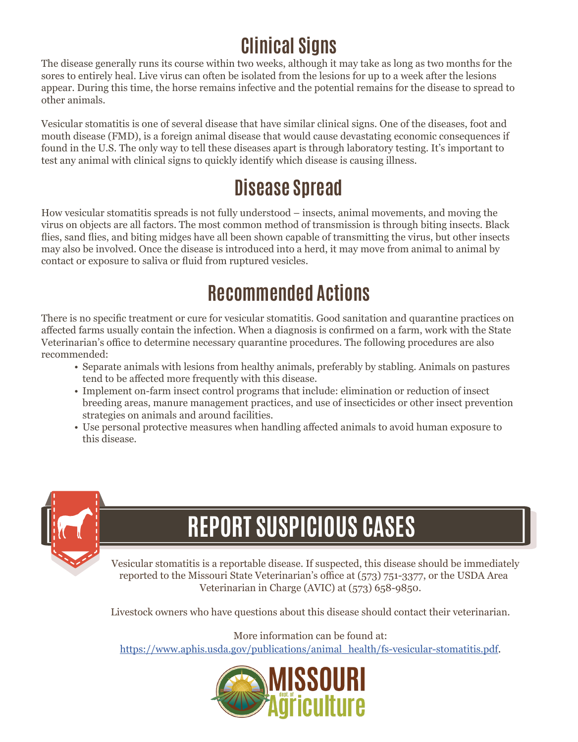## Clinical Signs

The disease generally runs its course within two weeks, although it may take as long as two months for the sores to entirely heal. Live virus can often be isolated from the lesions for up to a week after the lesions appear. During this time, the horse remains infective and the potential remains for the disease to spread to other animals.

Vesicular stomatitis is one of several disease that have similar clinical signs. One of the diseases, foot and mouth disease (FMD), is a foreign animal disease that would cause devastating economic consequences if found in the U.S. The only way to tell these diseases apart is through laboratory testing. It's important to test any animal with clinical signs to quickly identify which disease is causing illness.

## Disease Spread

How vesicular stomatitis spreads is not fully understood – insects, animal movements, and moving the virus on objects are all factors. The most common method of transmission is through biting insects. Black flies, sand flies, and biting midges have all been shown capable of transmitting the virus, but other insects may also be involved. Once the disease is introduced into a herd, it may move from animal to animal by contact or exposure to saliva or fluid from ruptured vesicles.

## Recommended Actions

There is no specific treatment or cure for vesicular stomatitis. Good sanitation and quarantine practices on affected farms usually contain the infection. When a diagnosis is confirmed on a farm, work with the State Veterinarian's office to determine necessary quarantine procedures. The following procedures are also recommended:

- Separate animals with lesions from healthy animals, preferably by stabling. Animals on pastures tend to be affected more frequently with this disease.
- Implement on-farm insect control programs that include: elimination or reduction of insect breeding areas, manure management practices, and use of insecticides or other insect prevention strategies on animals and around facilities.
- Use personal protective measures when handling affected animals to avoid human exposure to this disease.

## REPORT SUSPICIOUS CASES

Vesicular stomatitis is a reportable disease. If suspected, this disease should be immediately reported to the Missouri State Veterinarian's office at (573) 751-3377, or the USDA Area Veterinarian in Charge (AVIC) at (573) 658-9850.

Livestock owners who have questions about this disease should contact their veterinarian.

More information can be found at:
https://www.aphis.usda.gov/publications/animal_health/fs-vesicular-stomatitis.pdf.

MISSOURI dept. of Agriculture